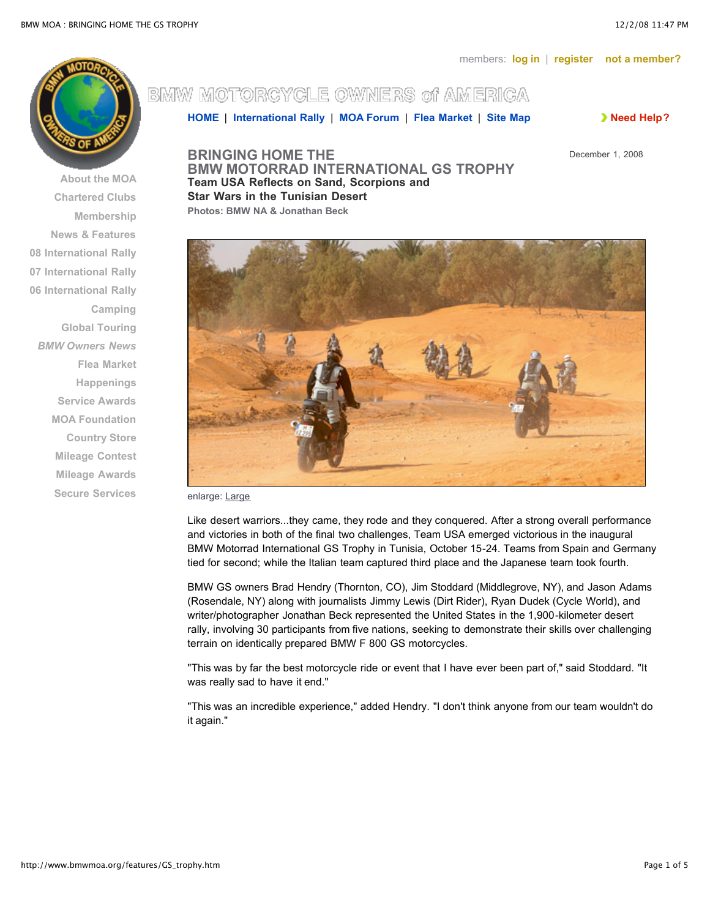members: log in | register not a member?

# BMW MOTORCYCLE OWNERS of AMERICA

HOME | International Rally | MOA Forum | Flea Market | Site Map

Need Help?

About the MOA
Chartered Clubs
Membership
News & Features
08 International Rally
07 International Rally
06 International Rally
Camping
Global Touring
*BMW Owners News*
Flea Market
Happenings
Service Awards
MOA Foundation
Country Store
Mileage Contest
Mileage Awards
Secure Services

December 1, 2008

## BRINGING HOME THE BMW MOTORRAD INTERNATIONAL GS TROPHY

**Team USA Reflects on Sand, Scorpions and Star Wars in the Tunisian Desert**

**Photos: BMW NA & Jonathan Beck**

enlarge: Large

Like desert warriors...they came, they rode and they conquered. After a strong overall performance and victories in both of the final two challenges, Team USA emerged victorious in the inaugural BMW Motorrad International GS Trophy in Tunisia, October 15-24. Teams from Spain and Germany tied for second; while the Italian team captured third place and the Japanese team took fourth.

BMW GS owners Brad Hendry (Thornton, CO), Jim Stoddard (Middlegrove, NY), and Jason Adams (Rosendale, NY) along with journalists Jimmy Lewis (Dirt Rider), Ryan Dudek (Cycle World), and writer/photographer Jonathan Beck represented the United States in the 1,900-kilometer desert rally, involving 30 participants from five nations, seeking to demonstrate their skills over challenging terrain on identically prepared BMW F 800 GS motorcycles.

"This was by far the best motorcycle ride or event that I have ever been part of," said Stoddard. "It was really sad to have it end."

"This was an incredible experience," added Hendry. "I don't think anyone from our team wouldn't do it again."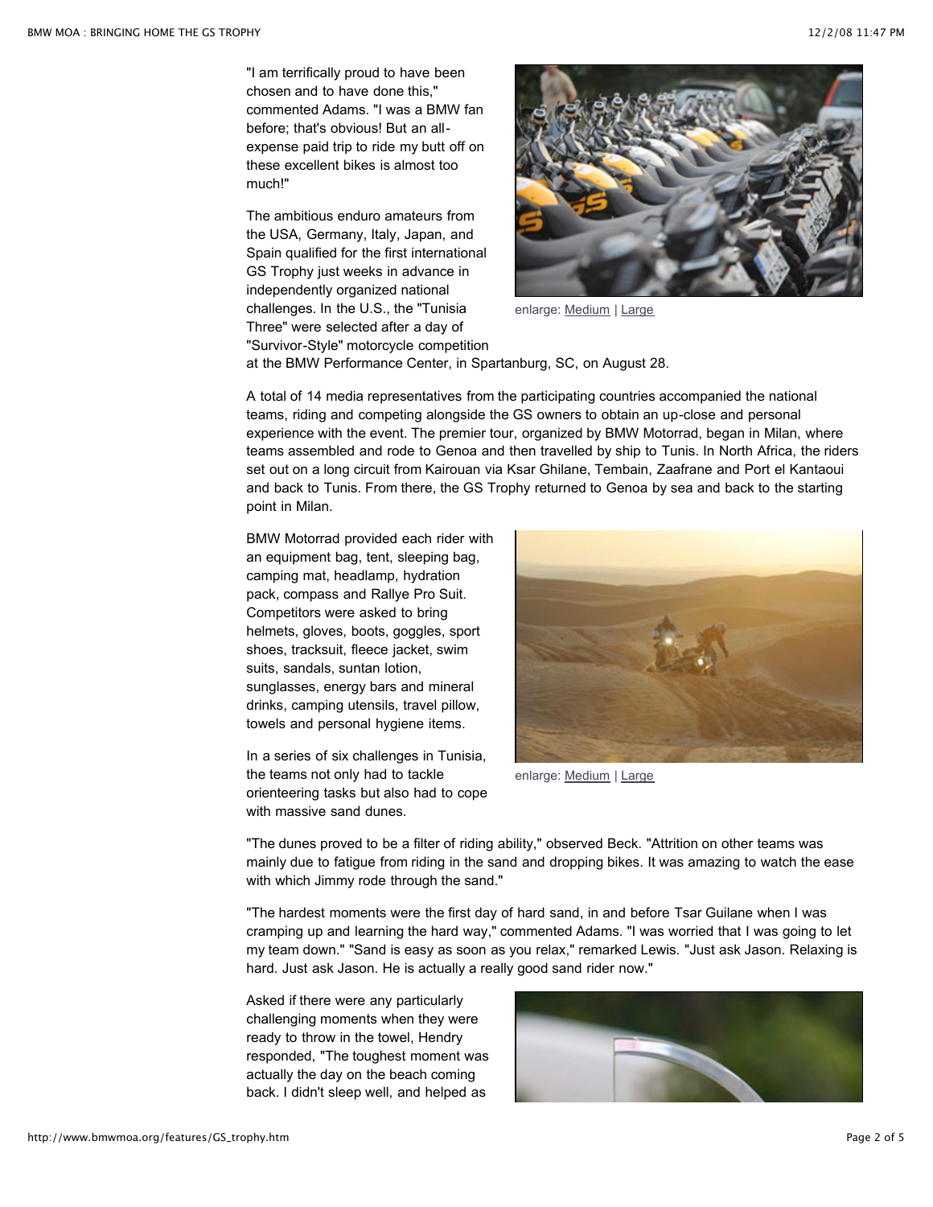"I am terrifically proud to have been chosen and to have done this," commented Adams. "I was a BMW fan before; that's obvious! But an all-expense paid trip to ride my butt off on these excellent bikes is almost too much!"

enlarge: Medium | Large

The ambitious enduro amateurs from the USA, Germany, Italy, Japan, and Spain qualified for the first international GS Trophy just weeks in advance in independently organized national challenges. In the U.S., the "Tunisia Three" were selected after a day of "Survivor-Style" motorcycle competition at the BMW Performance Center, in Spartanburg, SC, on August 28.

A total of 14 media representatives from the participating countries accompanied the national teams, riding and competing alongside the GS owners to obtain an up-close and personal experience with the event. The premier tour, organized by BMW Motorrad, began in Milan, where teams assembled and rode to Genoa and then travelled by ship to Tunis. In North Africa, the riders set out on a long circuit from Kairouan via Ksar Ghilane, Tembain, Zaafrane and Port el Kantaoui and back to Tunis. From there, the GS Trophy returned to Genoa by sea and back to the starting point in Milan.

BMW Motorrad provided each rider with an equipment bag, tent, sleeping bag, camping mat, headlamp, hydration pack, compass and Rallye Pro Suit. Competitors were asked to bring helmets, gloves, boots, goggles, sport shoes, tracksuit, fleece jacket, swim suits, sandals, suntan lotion, sunglasses, energy bars and mineral drinks, camping utensils, travel pillow, towels and personal hygiene items.

enlarge: Medium | Large

In a series of six challenges in Tunisia, the teams not only had to tackle orienteering tasks but also had to cope with massive sand dunes.

"The dunes proved to be a filter of riding ability," observed Beck. "Attrition on other teams was mainly due to fatigue from riding in the sand and dropping bikes. It was amazing to watch the ease with which Jimmy rode through the sand."

"The hardest moments were the first day of hard sand, in and before Tsar Guilane when I was cramping up and learning the hard way," commented Adams. "I was worried that I was going to let my team down." "Sand is easy as soon as you relax," remarked Lewis. "Just ask Jason. Relaxing is hard. Just ask Jason. He is actually a really good sand rider now."

Asked if there were any particularly challenging moments when they were ready to throw in the towel, Hendry responded, "The toughest moment was actually the day on the beach coming back. I didn't sleep well, and helped as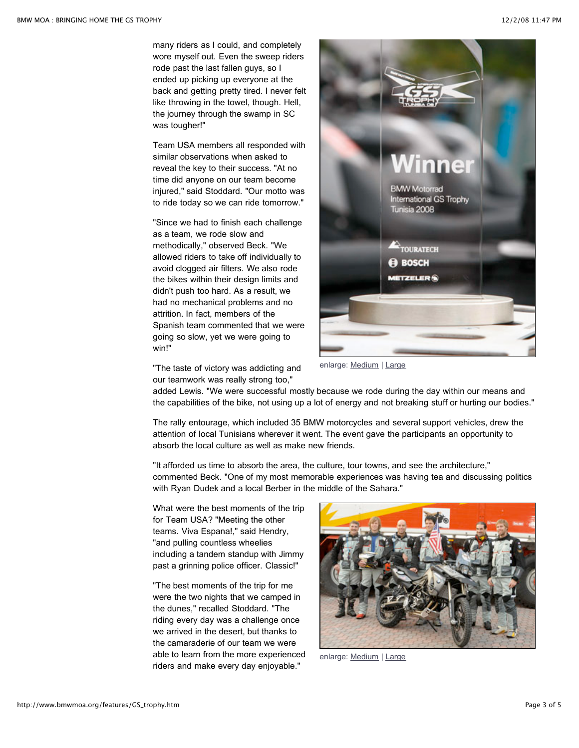many riders as I could, and completely wore myself out. Even the sweep riders rode past the last fallen guys, so I ended up picking up everyone at the back and getting pretty tired. I never felt like throwing in the towel, though. Hell, the journey through the swamp in SC was tougher!"

Team USA members all responded with similar observations when asked to reveal the key to their success. "At no time did anyone on our team become injured," said Stoddard. "Our motto was to ride today so we can ride tomorrow."

"Since we had to finish each challenge as a team, we rode slow and methodically," observed Beck. "We allowed riders to take off individually to avoid clogged air filters. We also rode the bikes within their design limits and didn't push too hard. As a result, we had no mechanical problems and no attrition. In fact, members of the Spanish team commented that we were going so slow, yet we were going to win!"

enlarge: Medium | Large

"The taste of victory was addicting and our teamwork was really strong too," added Lewis. "We were successful mostly because we rode during the day within our means and the capabilities of the bike, not using up a lot of energy and not breaking stuff or hurting our bodies."

The rally entourage, which included 35 BMW motorcycles and several support vehicles, drew the attention of local Tunisians wherever it went. The event gave the participants an opportunity to absorb the local culture as well as make new friends.

"It afforded us time to absorb the area, the culture, tour towns, and see the architecture," commented Beck. "One of my most memorable experiences was having tea and discussing politics with Ryan Dudek and a local Berber in the middle of the Sahara."

What were the best moments of the trip for Team USA? "Meeting the other teams. Viva Espana!," said Hendry, "and pulling countless wheelies including a tandem standup with Jimmy past a grinning police officer. Classic!"

"The best moments of the trip for me were the two nights that we camped in the dunes," recalled Stoddard. "The riding every day was a challenge once we arrived in the desert, but thanks to the camaraderie of our team we were able to learn from the more experienced riders and make every day enjoyable."

enlarge: Medium | Large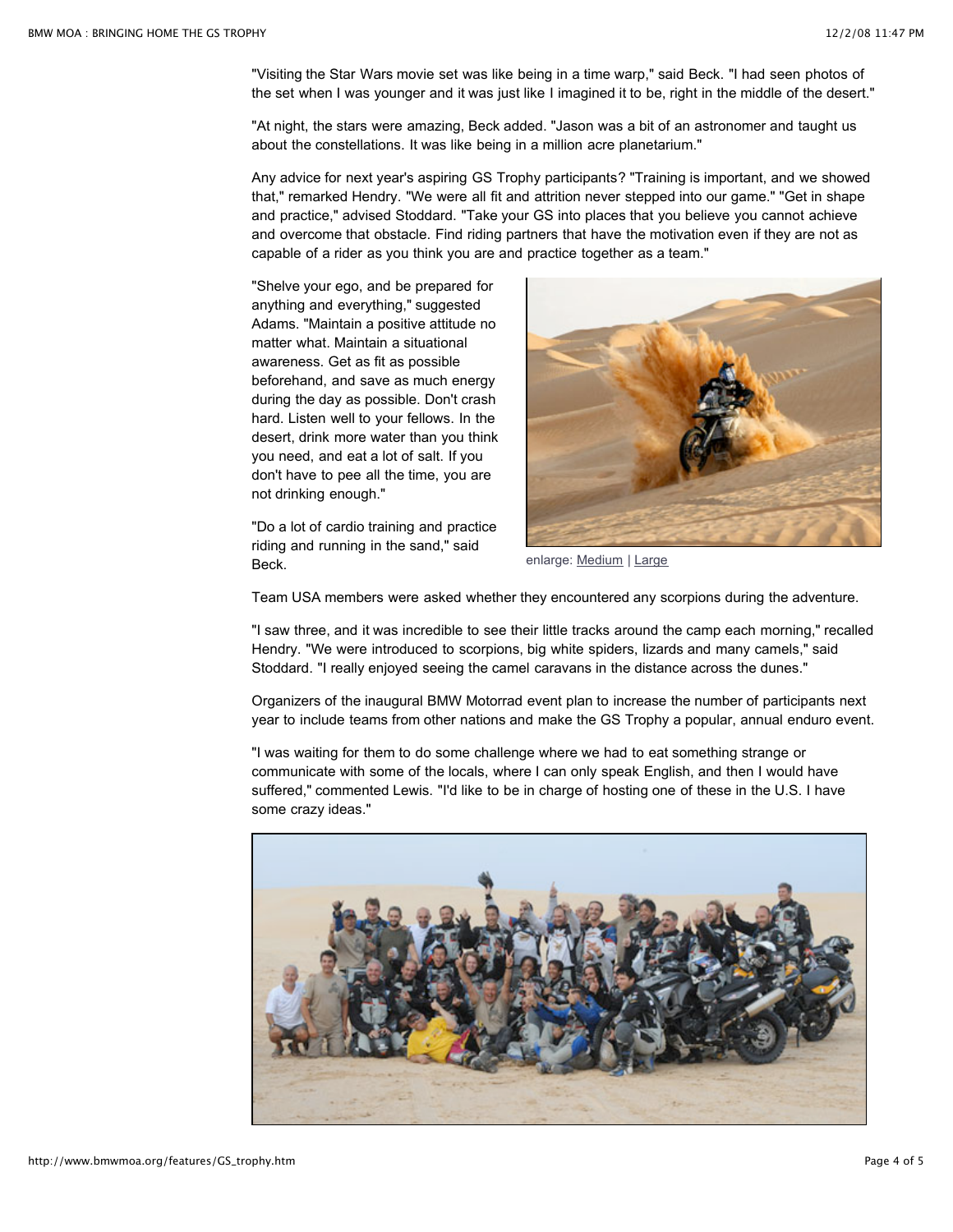"Visiting the Star Wars movie set was like being in a time warp," said Beck. "I had seen photos of the set when I was younger and it was just like I imagined it to be, right in the middle of the desert."

"At night, the stars were amazing, Beck added. "Jason was a bit of an astronomer and taught us about the constellations. It was like being in a million acre planetarium."

Any advice for next year's aspiring GS Trophy participants? "Training is important, and we showed that," remarked Hendry. "We were all fit and attrition never stepped into our game." "Get in shape and practice," advised Stoddard. "Take your GS into places that you believe you cannot achieve and overcome that obstacle. Find riding partners that have the motivation even if they are not as capable of a rider as you think you are and practice together as a team."

"Shelve your ego, and be prepared for anything and everything," suggested Adams. "Maintain a positive attitude no matter what. Maintain a situational awareness. Get as fit as possible beforehand, and save as much energy during the day as possible. Don't crash hard. Listen well to your fellows. In the desert, drink more water than you think you need, and eat a lot of salt. If you don't have to pee all the time, you are not drinking enough."

"Do a lot of cardio training and practice riding and running in the sand," said Beck.

enlarge: Medium | Large

Team USA members were asked whether they encountered any scorpions during the adventure.

"I saw three, and it was incredible to see their little tracks around the camp each morning," recalled Hendry. "We were introduced to scorpions, big white spiders, lizards and many camels," said Stoddard. "I really enjoyed seeing the camel caravans in the distance across the dunes."

Organizers of the inaugural BMW Motorrad event plan to increase the number of participants next year to include teams from other nations and make the GS Trophy a popular, annual enduro event.

"I was waiting for them to do some challenge where we had to eat something strange or communicate with some of the locals, where I can only speak English, and then I would have suffered," commented Lewis. "I'd like to be in charge of hosting one of these in the U.S. I have some crazy ideas."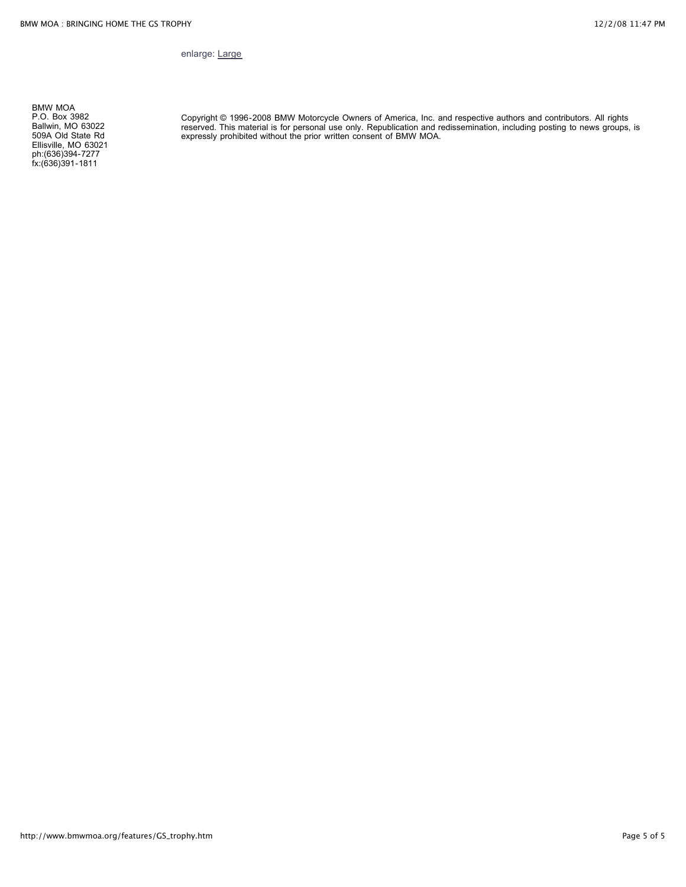enlarge: Large

BMW MOA
P.O. Box 3982
Ballwin, MO 63022
509A Old State Rd
Ellisville, MO 63021
ph:(636)394-7277
fx:(636)391-1811

Copyright © 1996-2008 BMW Motorcycle Owners of America, Inc. and respective authors and contributors. All rights reserved. This material is for personal use only. Republication and redissemination, including posting to news groups, is expressly prohibited without the prior written consent of BMW MOA.